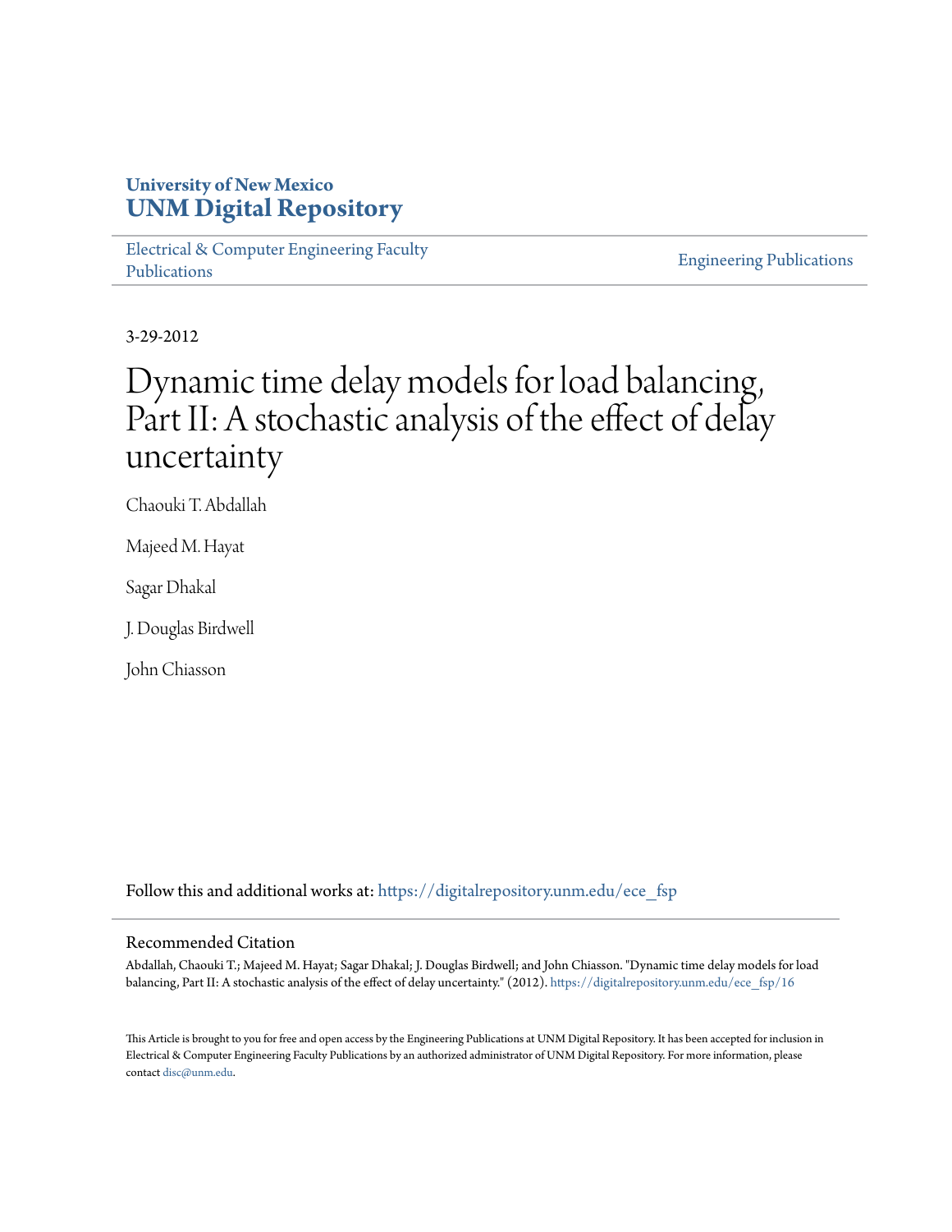**University of New Mexico**
**UNM Digital Repository**

Electrical & Computer Engineering Faculty Publications

Engineering Publications

3-29-2012

# Dynamic time delay models for load balancing, Part II: A stochastic analysis of the effect of delay uncertainty

Chaouki T. Abdallah

Majeed M. Hayat

Sagar Dhakal

J. Douglas Birdwell

John Chiasson

Follow this and additional works at: https://digitalrepository.unm.edu/ece_fsp

## Recommended Citation

Abdallah, Chaouki T.; Majeed M. Hayat; Sagar Dhakal; J. Douglas Birdwell; and John Chiasson. "Dynamic time delay models for load balancing, Part II: A stochastic analysis of the effect of delay uncertainty." (2012). https://digitalrepository.unm.edu/ece_fsp/16

This Article is brought to you for free and open access by the Engineering Publications at UNM Digital Repository. It has been accepted for inclusion in Electrical & Computer Engineering Faculty Publications by an authorized administrator of UNM Digital Repository. For more information, please contact disc@unm.edu.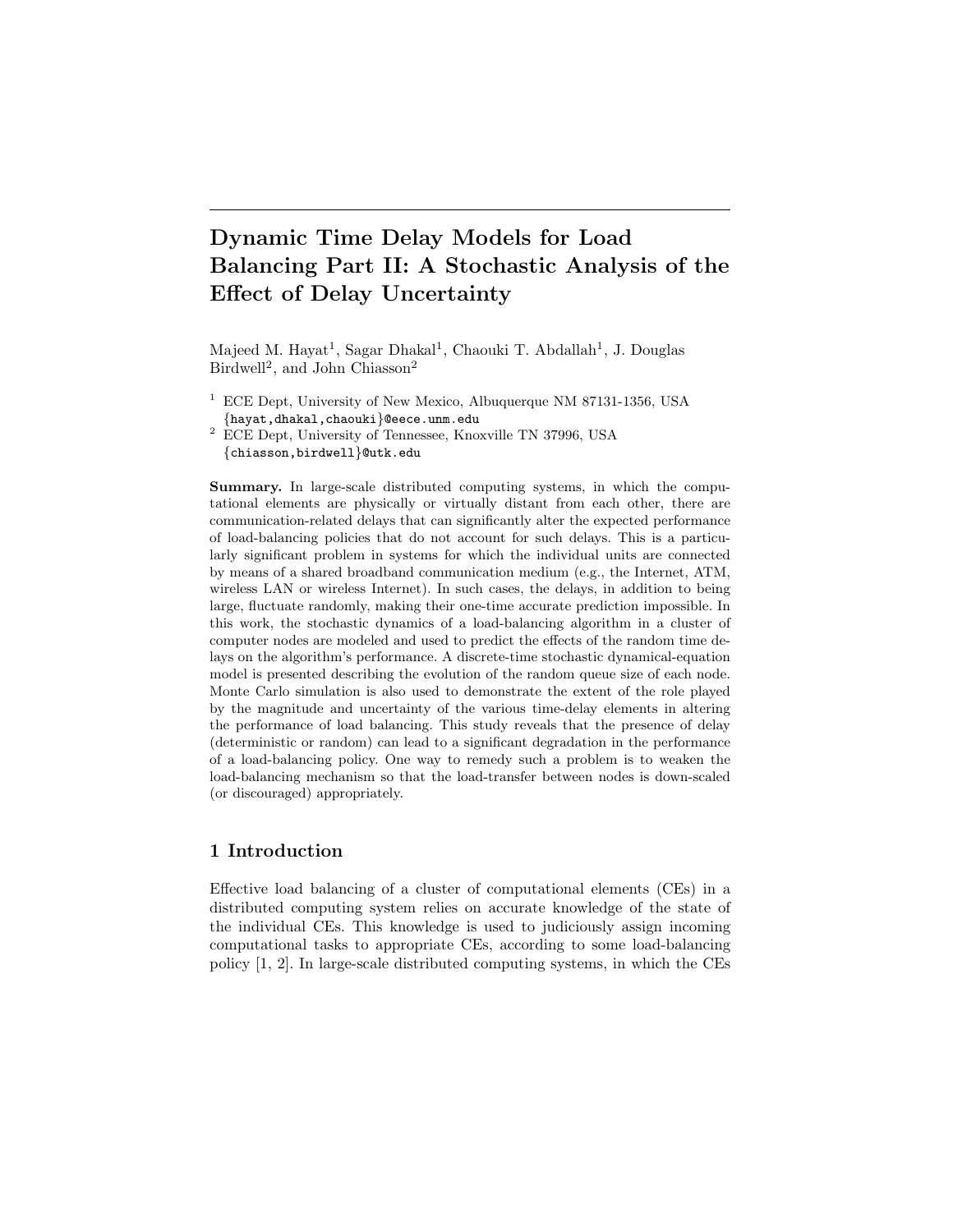# Dynamic Time Delay Models for Load Balancing Part II: A Stochastic Analysis of the Effect of Delay Uncertainty

Majeed M. Hayat[1], Sagar Dhakal[1], Chaouki T. Abdallah[1], J. Douglas Birdwell[2], and John Chiasson[2]

[1] ECE Dept, University of New Mexico, Albuquerque NM 87131-1356, USA
{hayat,dhakal,chaouki}@eece.unm.edu

[2] ECE Dept, University of Tennessee, Knoxville TN 37996, USA
{chiasson,birdwell}@utk.edu

**Summary.** In large-scale distributed computing systems, in which the computational elements are physically or virtually distant from each other, there are communication-related delays that can significantly alter the expected performance of load-balancing policies that do not account for such delays. This is a particularly significant problem in systems for which the individual units are connected by means of a shared broadband communication medium (e.g., the Internet, ATM, wireless LAN or wireless Internet). In such cases, the delays, in addition to being large, fluctuate randomly, making their one-time accurate prediction impossible. In this work, the stochastic dynamics of a load-balancing algorithm in a cluster of computer nodes are modeled and used to predict the effects of the random time delays on the algorithm's performance. A discrete-time stochastic dynamical-equation model is presented describing the evolution of the random queue size of each node. Monte Carlo simulation is also used to demonstrate the extent of the role played by the magnitude and uncertainty of the various time-delay elements in altering the performance of load balancing. This study reveals that the presence of delay (deterministic or random) can lead to a significant degradation in the performance of a load-balancing policy. One way to remedy such a problem is to weaken the load-balancing mechanism so that the load-transfer between nodes is down-scaled (or discouraged) appropriately.

## 1 Introduction

Effective load balancing of a cluster of computational elements (CEs) in a distributed computing system relies on accurate knowledge of the state of the individual CEs. This knowledge is used to judiciously assign incoming computational tasks to appropriate CEs, according to some load-balancing policy [1, 2]. In large-scale distributed computing systems, in which the CEs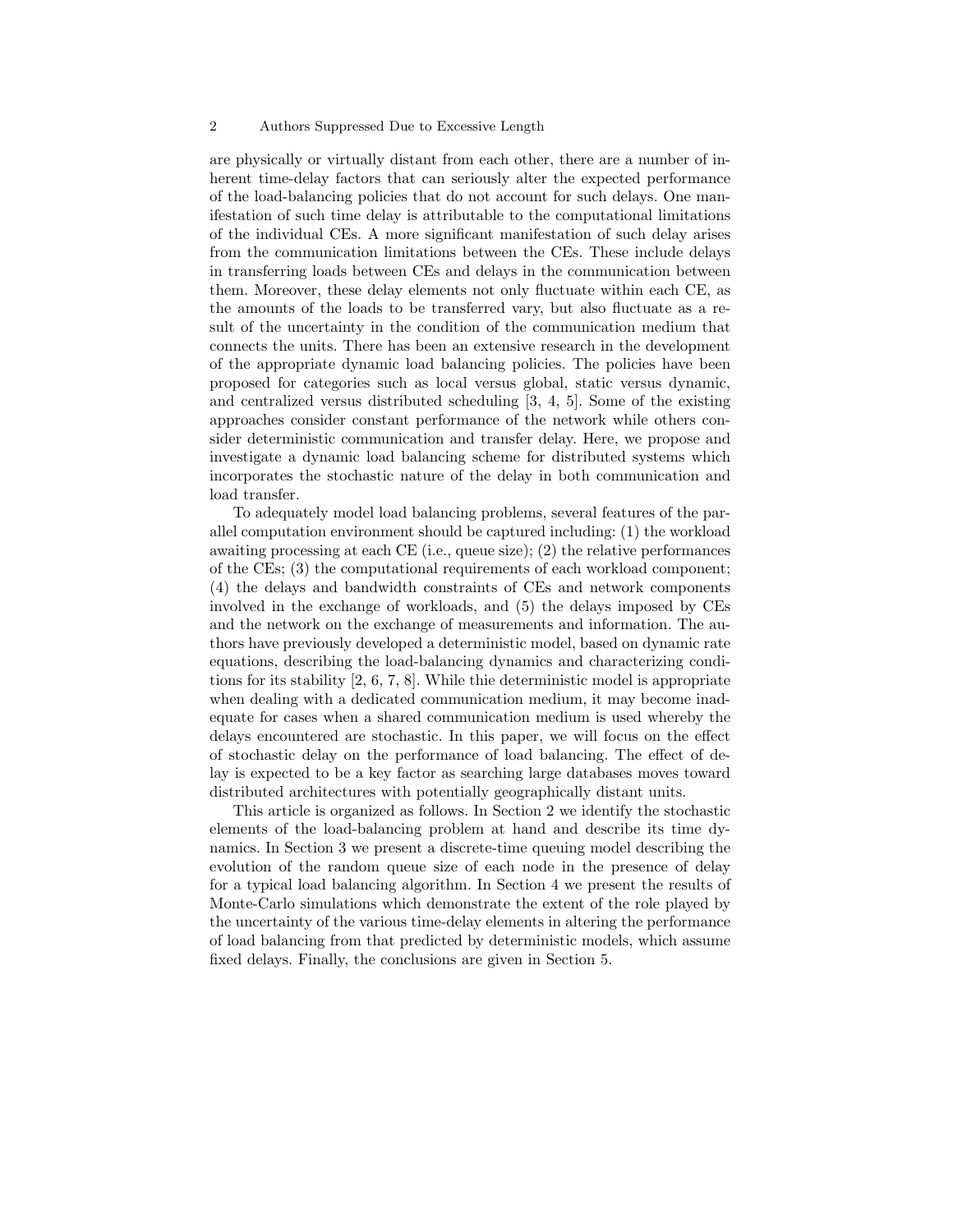are physically or virtually distant from each other, there are a number of inherent time-delay factors that can seriously alter the expected performance of the load-balancing policies that do not account for such delays. One manifestation of such time delay is attributable to the computational limitations of the individual CEs. A more significant manifestation of such delay arises from the communication limitations between the CEs. These include delays in transferring loads between CEs and delays in the communication between them. Moreover, these delay elements not only fluctuate within each CE, as the amounts of the loads to be transferred vary, but also fluctuate as a result of the uncertainty in the condition of the communication medium that connects the units. There has been an extensive research in the development of the appropriate dynamic load balancing policies. The policies have been proposed for categories such as local versus global, static versus dynamic, and centralized versus distributed scheduling [3, 4, 5]. Some of the existing approaches consider constant performance of the network while others consider deterministic communication and transfer delay. Here, we propose and investigate a dynamic load balancing scheme for distributed systems which incorporates the stochastic nature of the delay in both communication and load transfer.

To adequately model load balancing problems, several features of the parallel computation environment should be captured including: (1) the workload awaiting processing at each CE (i.e., queue size); (2) the relative performances of the CEs; (3) the computational requirements of each workload component; (4) the delays and bandwidth constraints of CEs and network components involved in the exchange of workloads, and (5) the delays imposed by CEs and the network on the exchange of measurements and information. The authors have previously developed a deterministic model, based on dynamic rate equations, describing the load-balancing dynamics and characterizing conditions for its stability [2, 6, 7, 8]. While thie deterministic model is appropriate when dealing with a dedicated communication medium, it may become inadequate for cases when a shared communication medium is used whereby the delays encountered are stochastic. In this paper, we will focus on the effect of stochastic delay on the performance of load balancing. The effect of delay is expected to be a key factor as searching large databases moves toward distributed architectures with potentially geographically distant units.

This article is organized as follows. In Section 2 we identify the stochastic elements of the load-balancing problem at hand and describe its time dynamics. In Section 3 we present a discrete-time queuing model describing the evolution of the random queue size of each node in the presence of delay for a typical load balancing algorithm. In Section 4 we present the results of Monte-Carlo simulations which demonstrate the extent of the role played by the uncertainty of the various time-delay elements in altering the performance of load balancing from that predicted by deterministic models, which assume fixed delays. Finally, the conclusions are given in Section 5.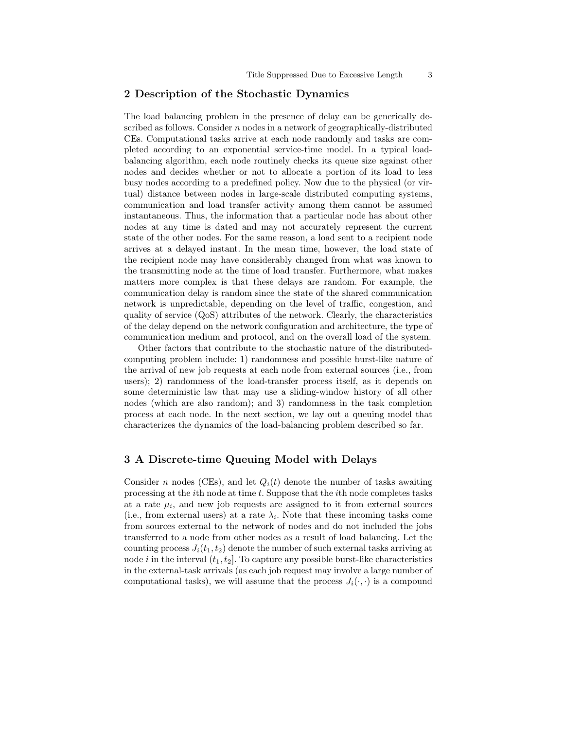## 2 Description of the Stochastic Dynamics

The load balancing problem in the presence of delay can be generically described as follows. Consider $n$ nodes in a network of geographically-distributed CEs. Computational tasks arrive at each node randomly and tasks are completed according to an exponential service-time model. In a typical load-balancing algorithm, each node routinely checks its queue size against other nodes and decides whether or not to allocate a portion of its load to less busy nodes according to a predefined policy. Now due to the physical (or virtual) distance between nodes in large-scale distributed computing systems, communication and load transfer activity among them cannot be assumed instantaneous. Thus, the information that a particular node has about other nodes at any time is dated and may not accurately represent the current state of the other nodes. For the same reason, a load sent to a recipient node arrives at a delayed instant. In the mean time, however, the load state of the recipient node may have considerably changed from what was known to the transmitting node at the time of load transfer. Furthermore, what makes matters more complex is that these delays are random. For example, the communication delay is random since the state of the shared communication network is unpredictable, depending on the level of traffic, congestion, and quality of service (QoS) attributes of the network. Clearly, the characteristics of the delay depend on the network configuration and architecture, the type of communication medium and protocol, and on the overall load of the system.

Other factors that contribute to the stochastic nature of the distributed-computing problem include: 1) randomness and possible burst-like nature of the arrival of new job requests at each node from external sources (i.e., from users); 2) randomness of the load-transfer process itself, as it depends on some deterministic law that may use a sliding-window history of all other nodes (which are also random); and 3) randomness in the task completion process at each node. In the next section, we lay out a queuing model that characterizes the dynamics of the load-balancing problem described so far.

## 3 A Discrete-time Queuing Model with Delays

Consider $n$ nodes (CEs), and let $Q_i(t)$ denote the number of tasks awaiting processing at the $i$th node at time $t$. Suppose that the $i$th node completes tasks at a rate $\mu_i$, and new job requests are assigned to it from external sources (i.e., from external users) at a rate $\lambda_i$. Note that these incoming tasks come from sources external to the network of nodes and do not included the jobs transferred to a node from other nodes as a result of load balancing. Let the counting process $J_i(t_1, t_2)$ denote the number of such external tasks arriving at node $i$ in the interval $(t_1, t_2]$. To capture any possible burst-like characteristics in the external-task arrivals (as each job request may involve a large number of computational tasks), we will assume that the process $J_i(\cdot, \cdot)$ is a compound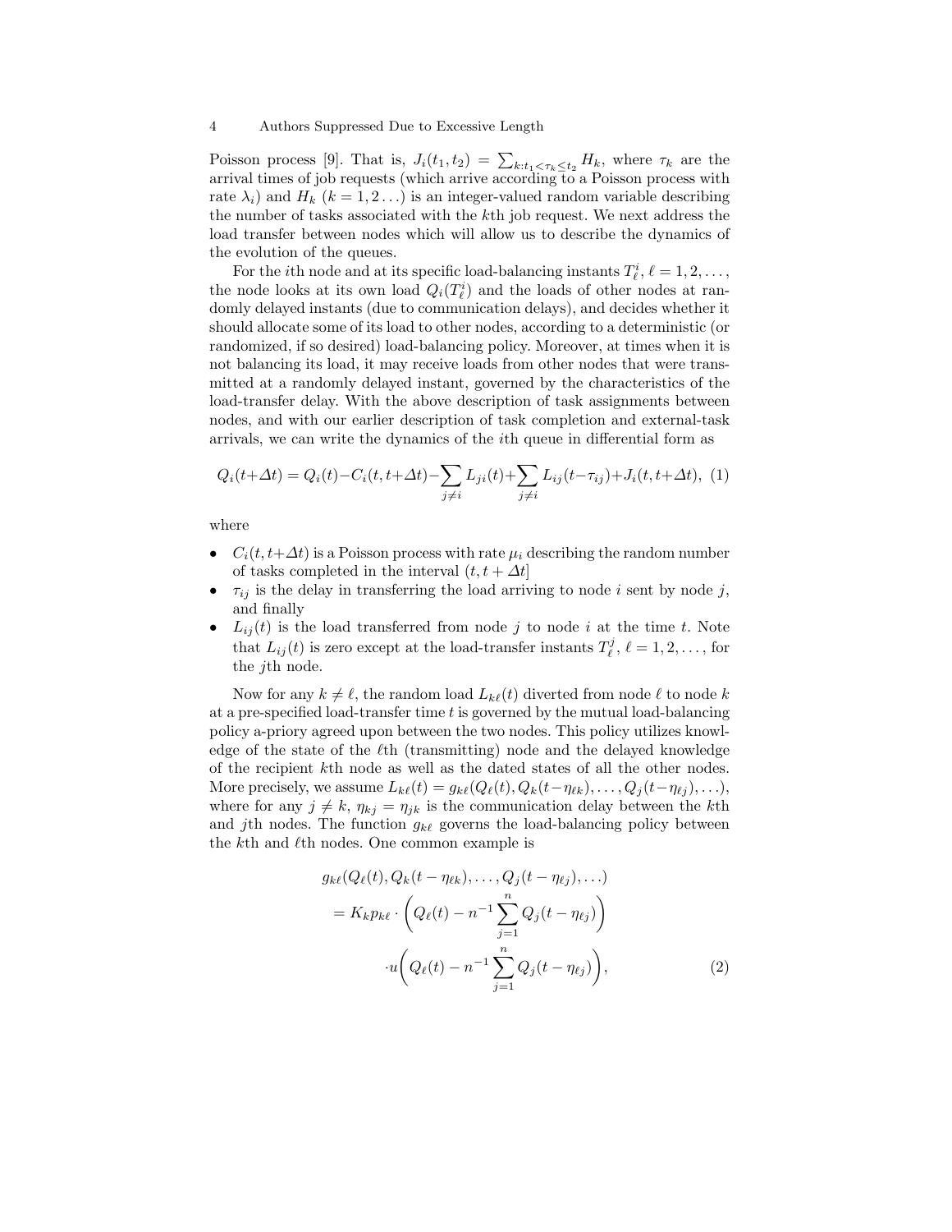Poisson process [9]. That is, $J_i(t_1, t_2) = \sum_{k:t_1 < \tau_k \le t_2} H_k$, where $\tau_k$ are the arrival times of job requests (which arrive according to a Poisson process with rate $\lambda_i$) and $H_k$ ($k = 1, 2 \ldots$) is an integer-valued random variable describing the number of tasks associated with the $k$th job request. We next address the load transfer between nodes which will allow us to describe the dynamics of the evolution of the queues.

For the $i$th node and at its specific load-balancing instants $T_\ell^i$, $\ell = 1, 2, \ldots$, the node looks at its own load $Q_i(T_\ell^i)$ and the loads of other nodes at randomly delayed instants (due to communication delays), and decides whether it should allocate some of its load to other nodes, according to a deterministic (or randomized, if so desired) load-balancing policy. Moreover, at times when it is not balancing its load, it may receive loads from other nodes that were transmitted at a randomly delayed instant, governed by the characteristics of the load-transfer delay. With the above description of task assignments between nodes, and with our earlier description of task completion and external-task arrivals, we can write the dynamics of the $i$th queue in differential form as

$$Q_i(t+\Delta t) = Q_i(t) - C_i(t, t+\Delta t) - \sum_{j \neq i} L_{ji}(t) + \sum_{j \neq i} L_{ij}(t - \tau_{ij}) + J_i(t, t+\Delta t), \quad (1)$$

where

- $C_i(t, t+\Delta t)$ is a Poisson process with rate $\mu_i$ describing the random number of tasks completed in the interval $(t, t+\Delta t]$
- $\tau_{ij}$ is the delay in transferring the load arriving to node $i$ sent by node $j$, and finally
- $L_{ij}(t)$ is the load transferred from node $j$ to node $i$ at the time $t$. Note that $L_{ij}(t)$ is zero except at the load-transfer instants $T_\ell^j$, $\ell = 1, 2, \ldots$, for the $j$th node.

Now for any $k \neq \ell$, the random load $L_{k\ell}(t)$ diverted from node $\ell$ to node $k$ at a pre-specified load-transfer time $t$ is governed by the mutual load-balancing policy a-priory agreed upon between the two nodes. This policy utilizes knowledge of the state of the $\ell$th (transmitting) node and the delayed knowledge of the recipient $k$th node as well as the dated states of all the other nodes. More precisely, we assume $L_{k\ell}(t) = g_{k\ell}(Q_\ell(t), Q_k(t - \eta_{\ell k}), \ldots, Q_j(t - \eta_{\ell j}), \ldots)$, where for any $j \neq k$, $\eta_{kj} = \eta_{jk}$ is the communication delay between the $k$th and $j$th nodes. The function $g_{k\ell}$ governs the load-balancing policy between the $k$th and $\ell$th nodes. One common example is

$$\begin{aligned}
&g_{k\ell}(Q_\ell(t), Q_k(t - \eta_{\ell k}), \ldots, Q_j(t - \eta_{\ell j}), \ldots) \\
&\quad = K_k p_{k\ell} \cdot \left( Q_\ell(t) - n^{-1} \sum_{j=1}^{n} Q_j(t - \eta_{\ell j}) \right) \\
&\qquad \cdot u\left( Q_\ell(t) - n^{-1} \sum_{j=1}^{n} Q_j(t - \eta_{\ell j}) \right), \quad (2)
\end{aligned}$$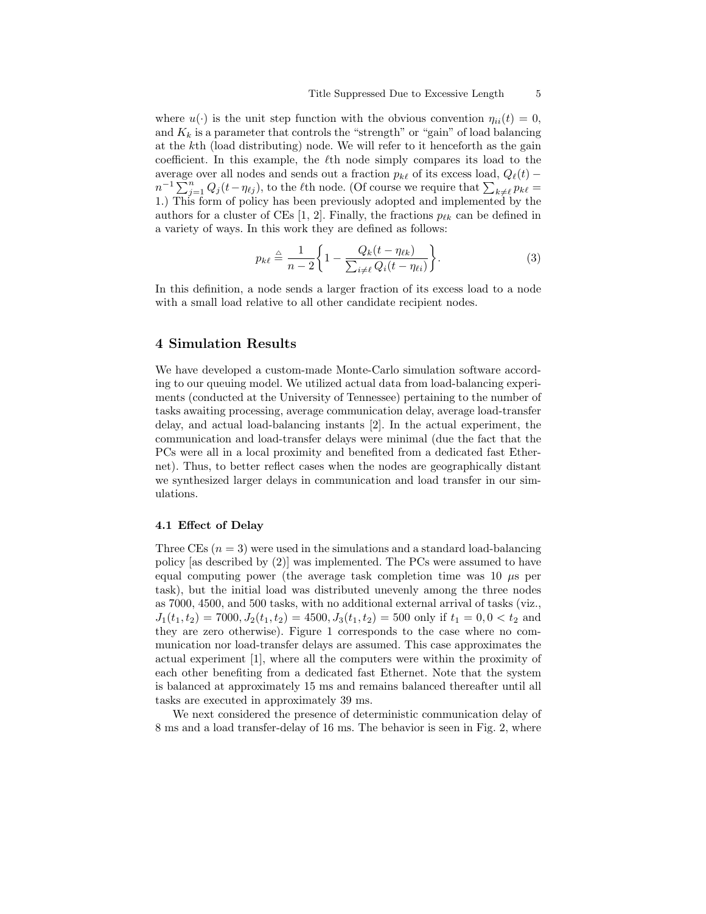where $u(\cdot)$ is the unit step function with the obvious convention $\eta_{ii}(t) = 0$, and $K_k$ is a parameter that controls the "strength" or "gain" of load balancing at the $k$th (load distributing) node. We will refer to it henceforth as the gain coefficient. In this example, the $\ell$th node simply compares its load to the average over all nodes and sends out a fraction $p_{k\ell}$ of its excess load, $Q_\ell(t) - n^{-1}\sum_{j=1}^{n} Q_j(t-\eta_{\ell j})$, to the $\ell$th node. (Of course we require that $\sum_{k\neq\ell} p_{k\ell} = 1$.) This form of policy has been previously adopted and implemented by the authors for a cluster of CEs [1, 2]. Finally, the fractions $p_{\ell k}$ can be defined in a variety of ways. In this work they are defined as follows:

$$p_{k\ell} \triangleq \frac{1}{n-2}\left\{1 - \frac{Q_k(t-\eta_{\ell k})}{\sum_{i\neq\ell} Q_i(t-\eta_{\ell i})}\right\}. \tag{3}$$

In this definition, a node sends a larger fraction of its excess load to a node with a small load relative to all other candidate recipient nodes.

## 4 Simulation Results

We have developed a custom-made Monte-Carlo simulation software according to our queuing model. We utilized actual data from load-balancing experiments (conducted at the University of Tennessee) pertaining to the number of tasks awaiting processing, average communication delay, average load-transfer delay, and actual load-balancing instants [2]. In the actual experiment, the communication and load-transfer delays were minimal (due the fact that the PCs were all in a local proximity and benefited from a dedicated fast Ethernet). Thus, to better reflect cases when the nodes are geographically distant we synthesized larger delays in communication and load transfer in our simulations.

### 4.1 Effect of Delay

Three CEs ($n = 3$) were used in the simulations and a standard load-balancing policy [as described by (2)] was implemented. The PCs were assumed to have equal computing power (the average task completion time was 10 $\mu$s per task), but the initial load was distributed unevenly among the three nodes as 7000, 4500, and 500 tasks, with no additional external arrival of tasks (viz., $J_1(t_1,t_2) = 7000, J_2(t_1,t_2) = 4500, J_3(t_1,t_2) = 500$ only if $t_1 = 0, 0 < t_2$ and they are zero otherwise). Figure 1 corresponds to the case where no communication nor load-transfer delays are assumed. This case approximates the actual experiment [1], where all the computers were within the proximity of each other benefiting from a dedicated fast Ethernet. Note that the system is balanced at approximately 15 ms and remains balanced thereafter until all tasks are executed in approximately 39 ms.

We next considered the presence of deterministic communication delay of 8 ms and a load transfer-delay of 16 ms. The behavior is seen in Fig. 2, where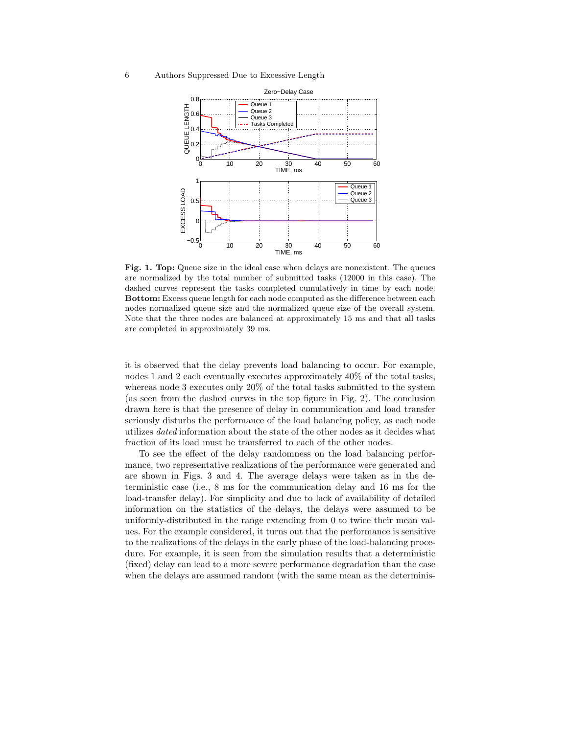**Fig. 1. Top:** Queue size in the ideal case when delays are nonexistent. The queues are normalized by the total number of submitted tasks (12000 in this case). The dashed curves represent the tasks completed cumulatively in time by each node. **Bottom:** Excess queue length for each node computed as the difference between each nodes normalized queue size and the normalized queue size of the overall system. Note that the three nodes are balanced at approximately 15 ms and that all tasks are completed in approximately 39 ms.

it is observed that the delay prevents load balancing to occur. For example, nodes 1 and 2 each eventually executes approximately 40% of the total tasks, whereas node 3 executes only 20% of the total tasks submitted to the system (as seen from the dashed curves in the top figure in Fig. 2). The conclusion drawn here is that the presence of delay in communication and load transfer seriously disturbs the performance of the load balancing policy, as each node utilizes *dated* information about the state of the other nodes as it decides what fraction of its load must be transferred to each of the other nodes.

To see the effect of the delay randomness on the load balancing performance, two representative realizations of the performance were generated and are shown in Figs. 3 and 4. The average delays were taken as in the deterministic case (i.e., 8 ms for the communication delay and 16 ms for the load-transfer delay). For simplicity and due to lack of availability of detailed information on the statistics of the delays, the delays were assumed to be uniformly-distributed in the range extending from 0 to twice their mean values. For the example considered, it turns out that the performance is sensitive to the realizations of the delays in the early phase of the load-balancing procedure. For example, it is seen from the simulation results that a deterministic (fixed) delay can lead to a more severe performance degradation than the case when the delays are assumed random (with the same mean as the determinis-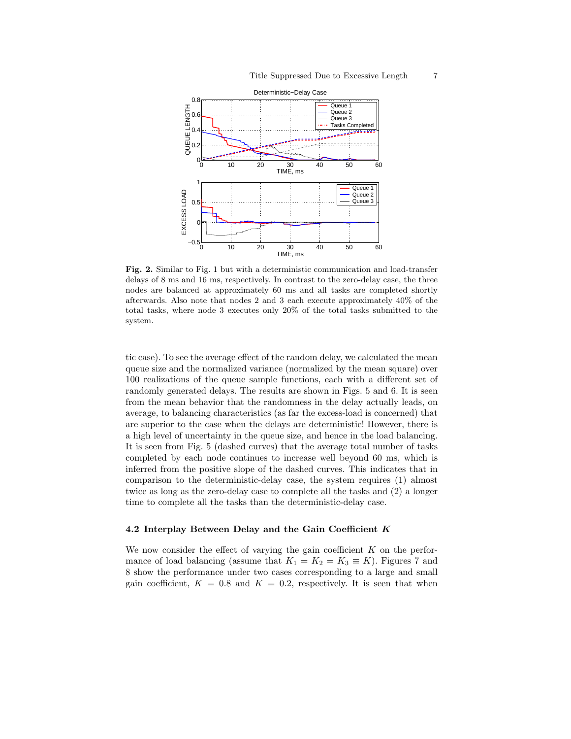**Fig. 2.** Similar to Fig. 1 but with a deterministic communication and load-transfer delays of 8 ms and 16 ms, respectively. In contrast to the zero-delay case, the three nodes are balanced at approximately 60 ms and all tasks are completed shortly afterwards. Also note that nodes 2 and 3 each execute approximately 40% of the total tasks, where node 3 executes only 20% of the total tasks submitted to the system.

tic case). To see the average effect of the random delay, we calculated the mean queue size and the normalized variance (normalized by the mean square) over 100 realizations of the queue sample functions, each with a different set of randomly generated delays. The results are shown in Figs. 5 and 6. It is seen from the mean behavior that the randomness in the delay actually leads, on average, to balancing characteristics (as far the excess-load is concerned) that are superior to the case when the delays are deterministic! However, there is a high level of uncertainty in the queue size, and hence in the load balancing. It is seen from Fig. 5 (dashed curves) that the average total number of tasks completed by each node continues to increase well beyond 60 ms, which is inferred from the positive slope of the dashed curves. This indicates that in comparison to the deterministic-delay case, the system requires (1) almost twice as long as the zero-delay case to complete all the tasks and (2) a longer time to complete all the tasks than the deterministic-delay case.

### 4.2 Interplay Between Delay and the Gain Coefficient $K$

We now consider the effect of varying the gain coefficient $K$ on the performance of load balancing (assume that $K_1 = K_2 = K_3 \equiv K$). Figures 7 and 8 show the performance under two cases corresponding to a large and small gain coefficient, $K = 0.8$ and $K = 0.2$, respectively. It is seen that when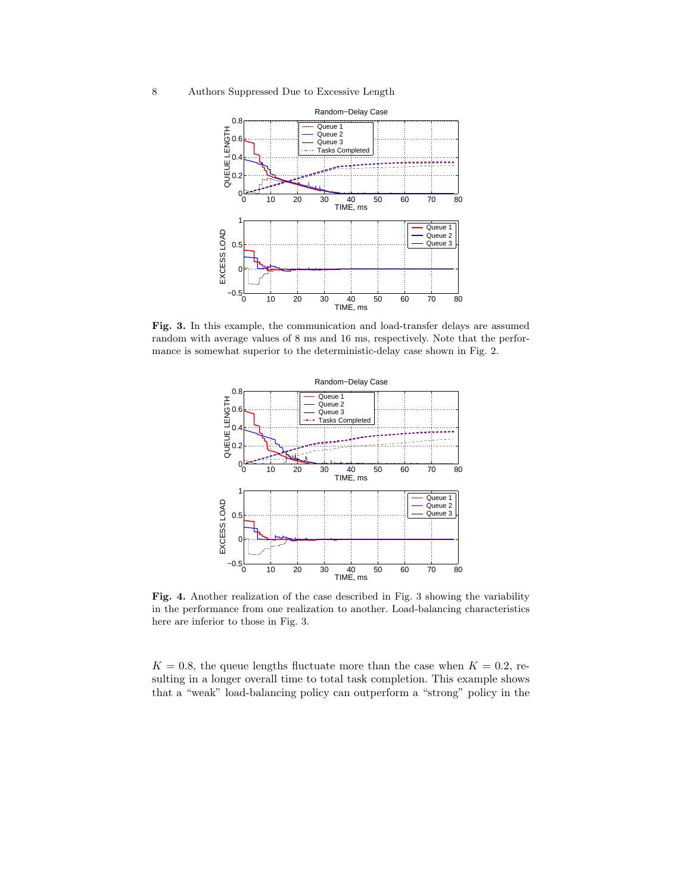**Fig. 3.** In this example, the communication and load-transfer delays are assumed random with average values of 8 ms and 16 ms, respectively. Note that the performance is somewhat superior to the deterministic-delay case shown in Fig. 2.

**Fig. 4.** Another realization of the case described in Fig. 3 showing the variability in the performance from one realization to another. Load-balancing characteristics here are inferior to those in Fig. 3.

$K = 0.8$, the queue lengths fluctuate more than the case when $K = 0.2$, resulting in a longer overall time to total task completion. This example shows that a "weak" load-balancing policy can outperform a "strong" policy in the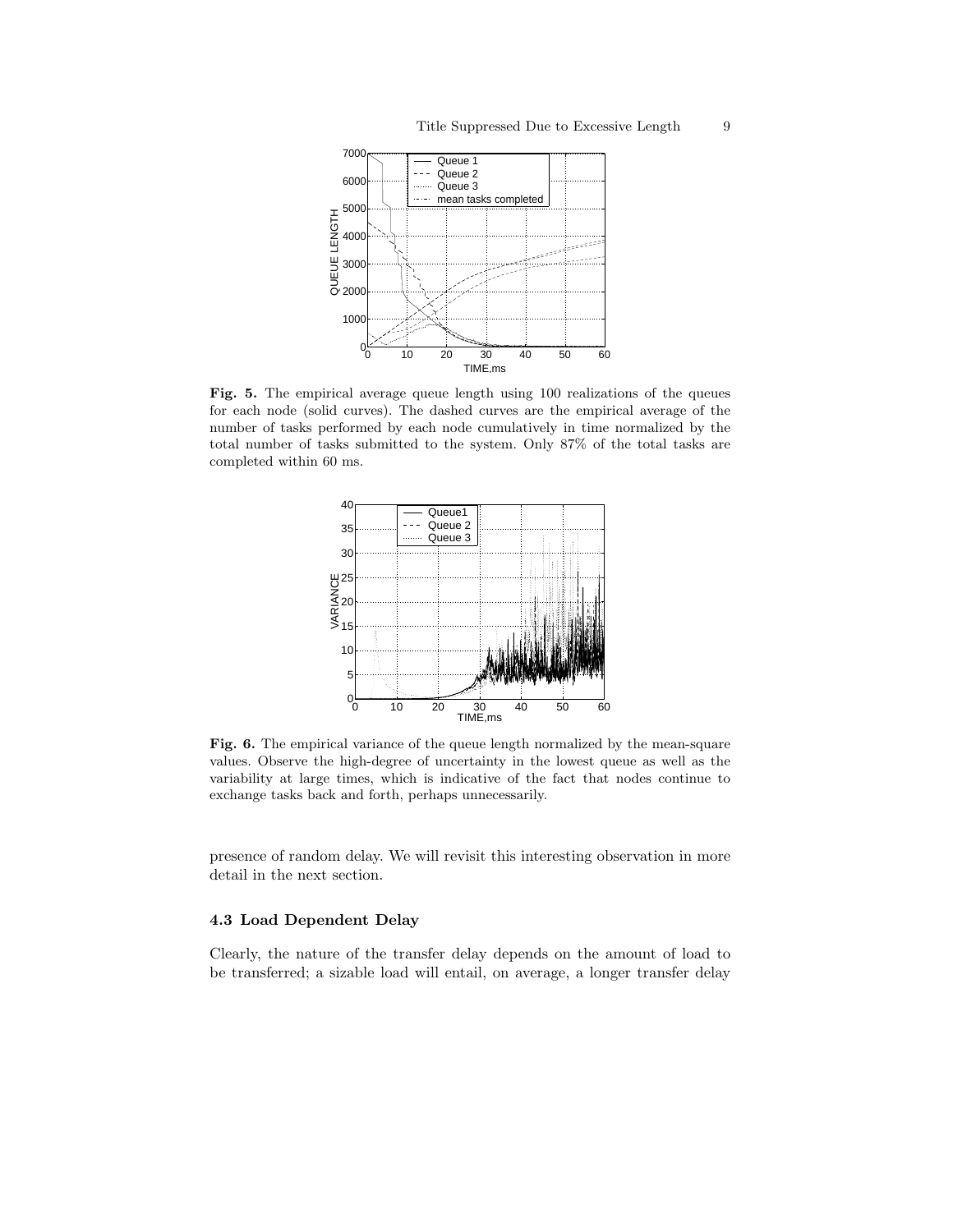**Fig. 5.** The empirical average queue length using 100 realizations of the queues for each node (solid curves). The dashed curves are the empirical average of the number of tasks performed by each node cumulatively in time normalized by the total number of tasks submitted to the system. Only 87% of the total tasks are completed within 60 ms.

**Fig. 6.** The empirical variance of the queue length normalized by the mean-square values. Observe the high-degree of uncertainty in the lowest queue as well as the variability at large times, which is indicative of the fact that nodes continue to exchange tasks back and forth, perhaps unnecessarily.

presence of random delay. We will revisit this interesting observation in more detail in the next section.

### 4.3 Load Dependent Delay

Clearly, the nature of the transfer delay depends on the amount of load to be transferred; a sizable load will entail, on average, a longer transfer delay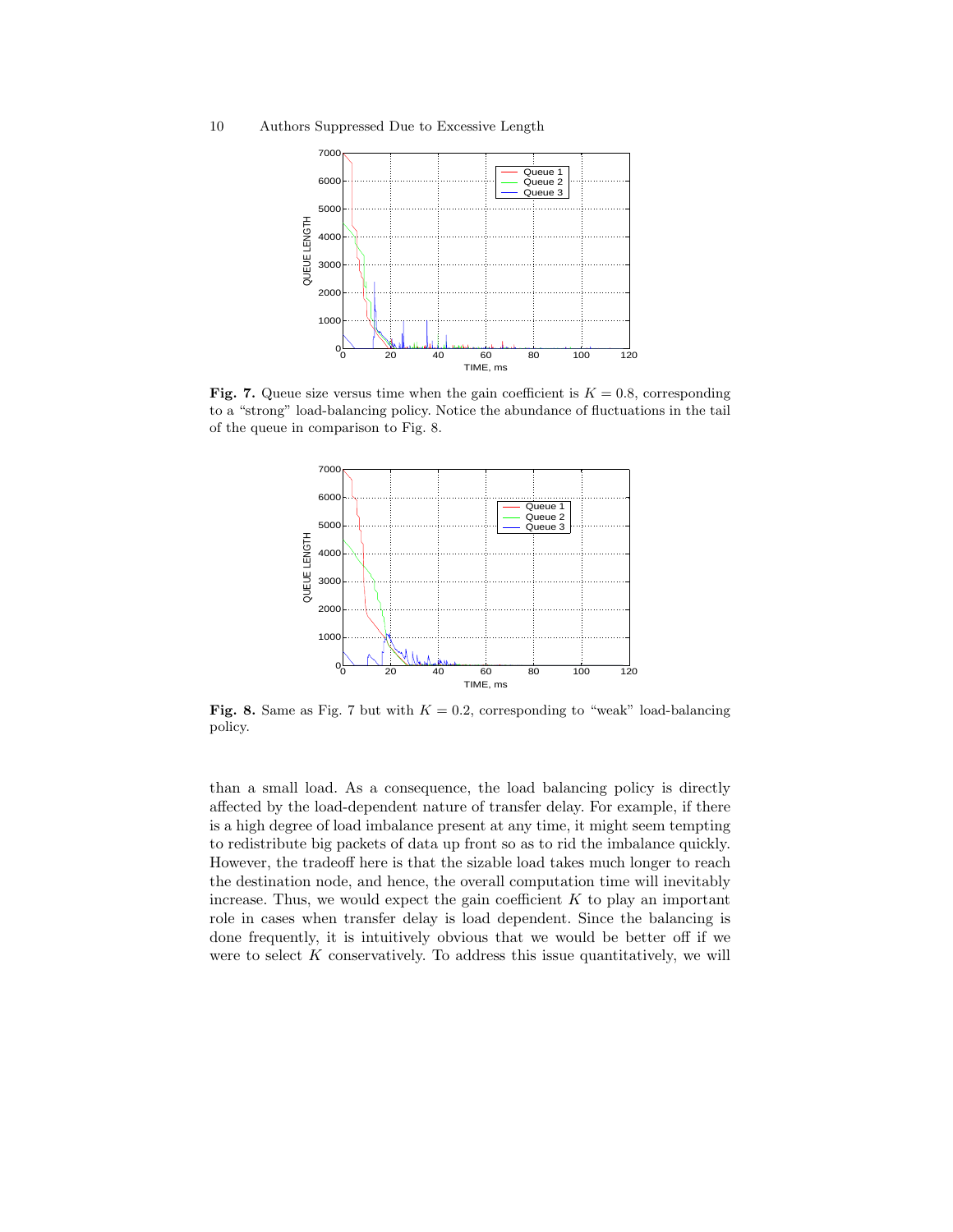**Fig. 7.** Queue size versus time when the gain coefficient is $K = 0.8$, corresponding to a "strong" load-balancing policy. Notice the abundance of fluctuations in the tail of the queue in comparison to Fig. 8.

**Fig. 8.** Same as Fig. 7 but with $K = 0.2$, corresponding to "weak" load-balancing policy.

than a small load. As a consequence, the load balancing policy is directly affected by the load-dependent nature of transfer delay. For example, if there is a high degree of load imbalance present at any time, it might seem tempting to redistribute big packets of data up front so as to rid the imbalance quickly. However, the tradeoff here is that the sizable load takes much longer to reach the destination node, and hence, the overall computation time will inevitably increase. Thus, we would expect the gain coefficient $K$ to play an important role in cases when transfer delay is load dependent. Since the balancing is done frequently, it is intuitively obvious that we would be better off if we were to select $K$ conservatively. To address this issue quantitatively, we will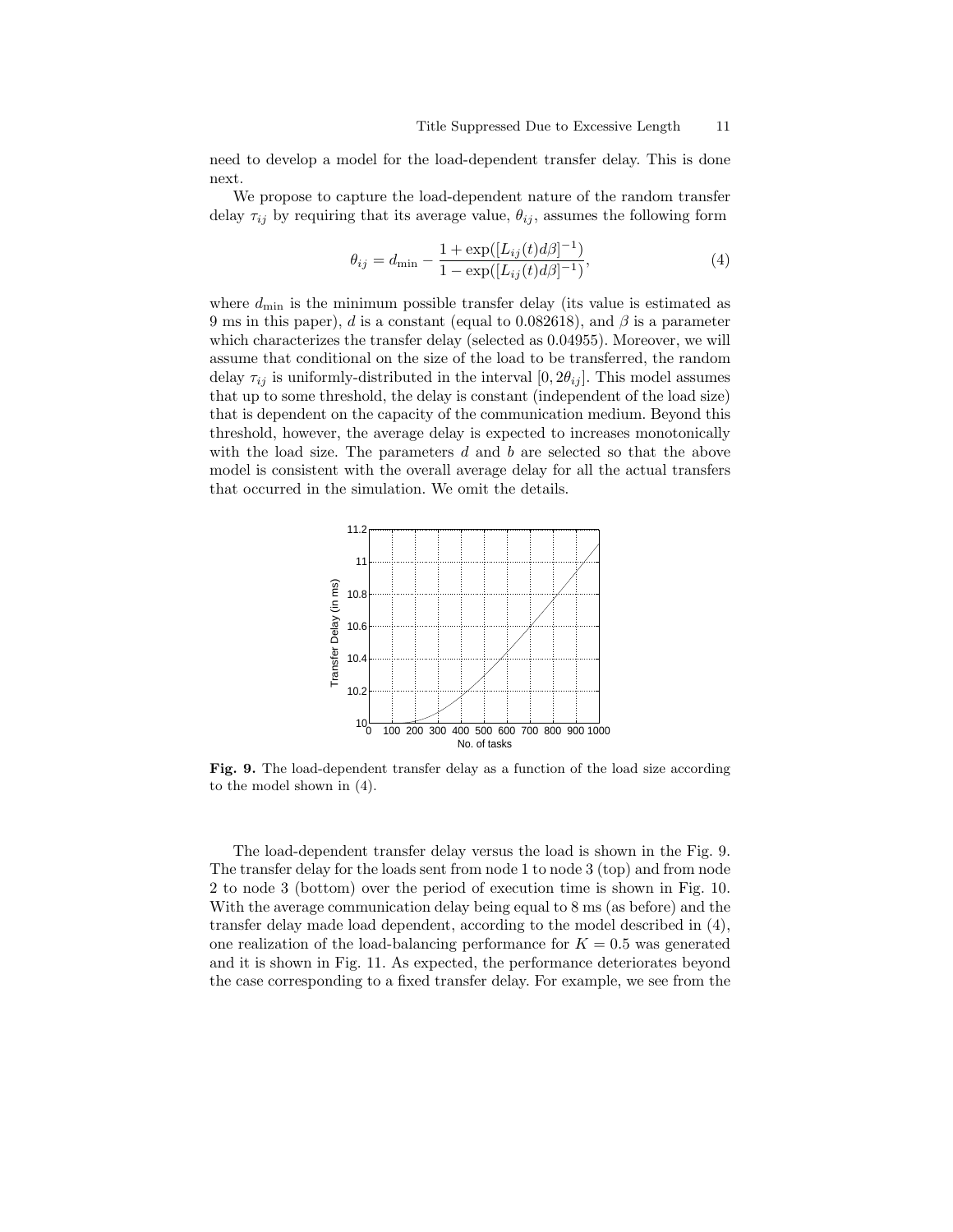need to develop a model for the load-dependent transfer delay. This is done next.

We propose to capture the load-dependent nature of the random transfer delay $\tau_{ij}$ by requiring that its average value, $\theta_{ij}$, assumes the following form

$$\theta_{ij} = d_{\min} - \frac{1 + \exp([L_{ij}(t)d\beta]^{-1})}{1 - \exp([L_{ij}(t)d\beta]^{-1})}, \tag{4}$$

where $d_{\min}$ is the minimum possible transfer delay (its value is estimated as 9 ms in this paper), $d$ is a constant (equal to 0.082618), and $\beta$ is a parameter which characterizes the transfer delay (selected as 0.04955). Moreover, we will assume that conditional on the size of the load to be transferred, the random delay $\tau_{ij}$ is uniformly-distributed in the interval $[0, 2\theta_{ij}]$. This model assumes that up to some threshold, the delay is constant (independent of the load size) that is dependent on the capacity of the communication medium. Beyond this threshold, however, the average delay is expected to increases monotonically with the load size. The parameters $d$ and $b$ are selected so that the above model is consistent with the overall average delay for all the actual transfers that occurred in the simulation. We omit the details.

**Fig. 9.** The load-dependent transfer delay as a function of the load size according to the model shown in (4).

The load-dependent transfer delay versus the load is shown in the Fig. 9. The transfer delay for the loads sent from node 1 to node 3 (top) and from node 2 to node 3 (bottom) over the period of execution time is shown in Fig. 10. With the average communication delay being equal to 8 ms (as before) and the transfer delay made load dependent, according to the model described in (4), one realization of the load-balancing performance for $K = 0.5$ was generated and it is shown in Fig. 11. As expected, the performance deteriorates beyond the case corresponding to a fixed transfer delay. For example, we see from the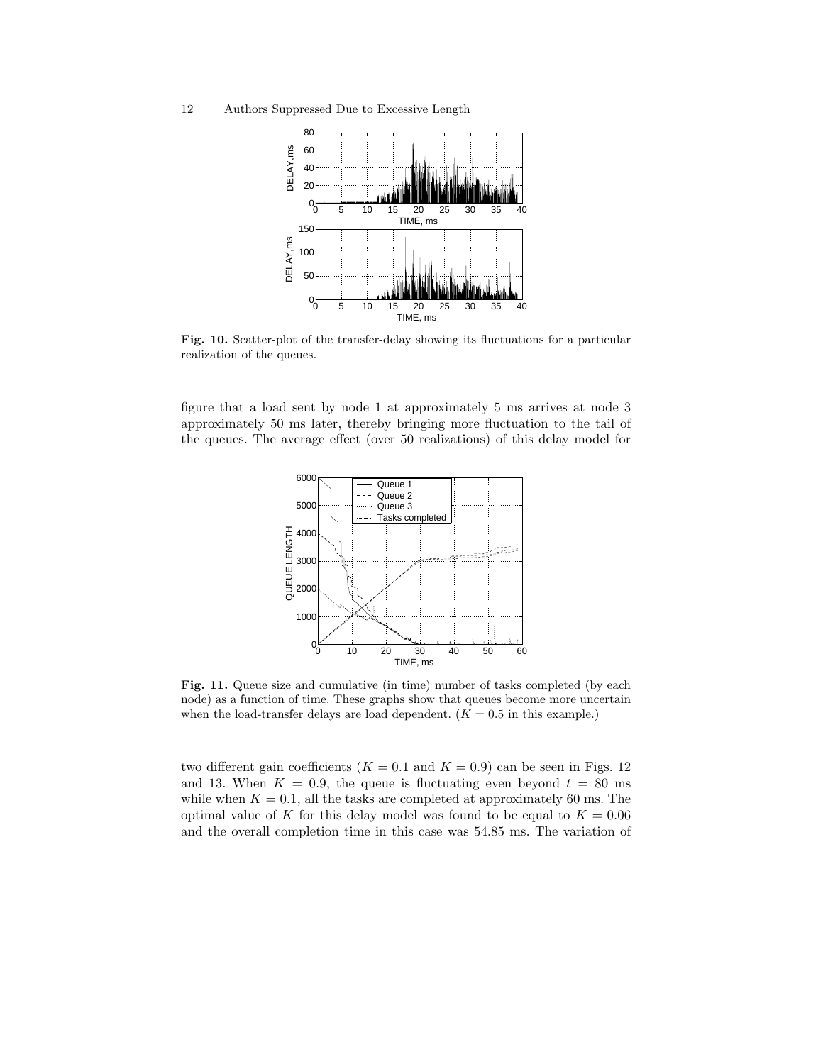**Fig. 10.** Scatter-plot of the transfer-delay showing its fluctuations for a particular realization of the queues.

figure that a load sent by node 1 at approximately 5 ms arrives at node 3 approximately 50 ms later, thereby bringing more fluctuation to the tail of the queues. The average effect (over 50 realizations) of this delay model for

**Fig. 11.** Queue size and cumulative (in time) number of tasks completed (by each node) as a function of time. These graphs show that queues become more uncertain when the load-transfer delays are load dependent. ($K = 0.5$ in this example.)

two different gain coefficients ($K = 0.1$ and $K = 0.9$) can be seen in Figs. 12 and 13. When $K = 0.9$, the queue is fluctuating even beyond $t = 80$ ms while when $K = 0.1$, all the tasks are completed at approximately 60 ms. The optimal value of $K$ for this delay model was found to be equal to $K = 0.06$ and the overall completion time in this case was 54.85 ms. The variation of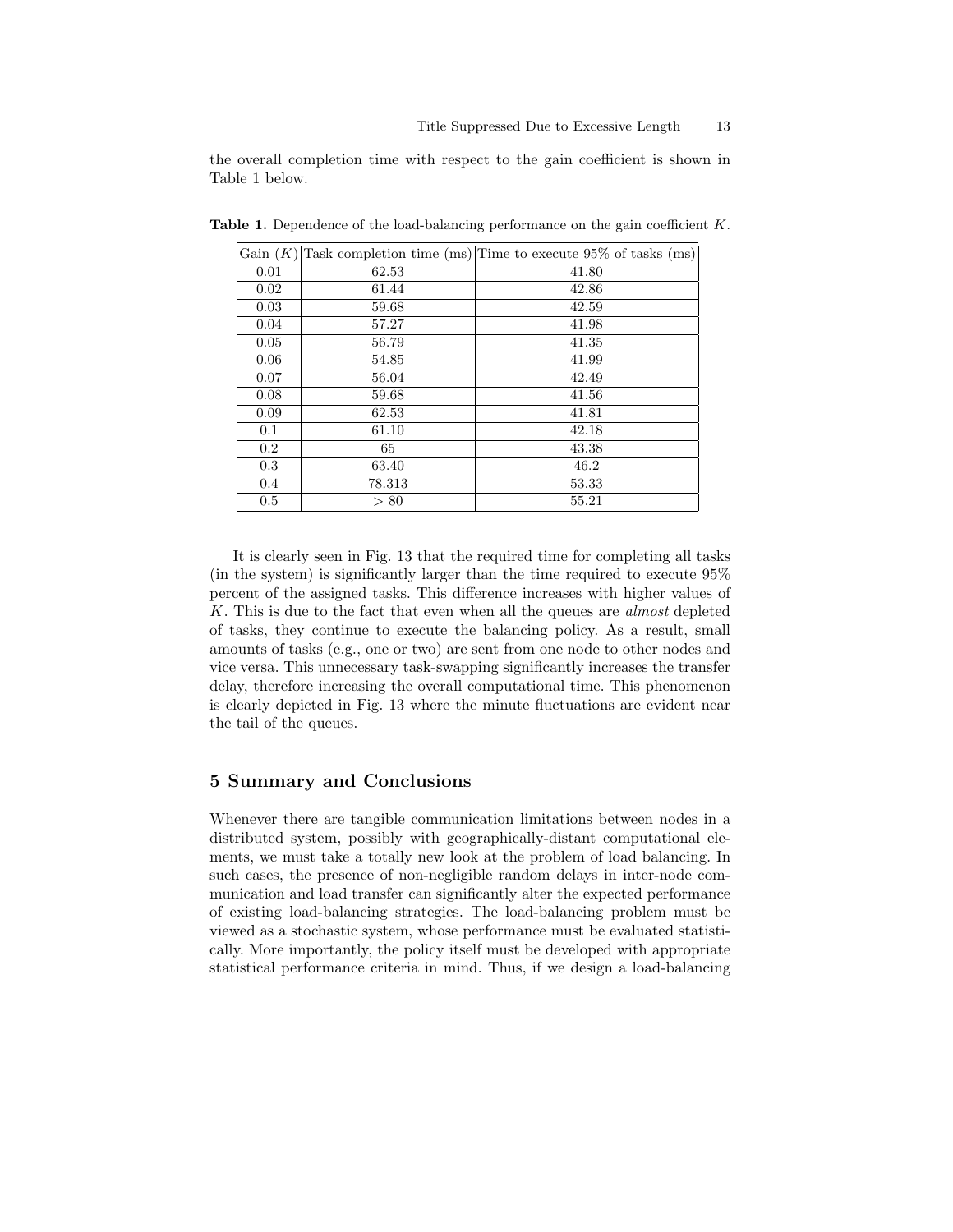the overall completion time with respect to the gain coefficient is shown in Table 1 below.

**Table 1.** Dependence of the load-balancing performance on the gain coefficient $K$.

| Gain ($K$) | Task completion time (ms) | Time to execute 95% of tasks (ms) |
|---|---|---|
| 0.01 | 62.53 | 41.80 |
| 0.02 | 61.44 | 42.86 |
| 0.03 | 59.68 | 42.59 |
| 0.04 | 57.27 | 41.98 |
| 0.05 | 56.79 | 41.35 |
| 0.06 | 54.85 | 41.99 |
| 0.07 | 56.04 | 42.49 |
| 0.08 | 59.68 | 41.56 |
| 0.09 | 62.53 | 41.81 |
| 0.1 | 61.10 | 42.18 |
| 0.2 | 65 | 43.38 |
| 0.3 | 63.40 | 46.2 |
| 0.4 | 78.313 | 53.33 |
| 0.5 | $> 80$ | 55.21 |

It is clearly seen in Fig. 13 that the required time for completing all tasks (in the system) is significantly larger than the time required to execute 95% percent of the assigned tasks. This difference increases with higher values of $K$. This is due to the fact that even when all the queues are *almost* depleted of tasks, they continue to execute the balancing policy. As a result, small amounts of tasks (e.g., one or two) are sent from one node to other nodes and vice versa. This unnecessary task-swapping significantly increases the transfer delay, therefore increasing the overall computational time. This phenomenon is clearly depicted in Fig. 13 where the minute fluctuations are evident near the tail of the queues.

## 5 Summary and Conclusions

Whenever there are tangible communication limitations between nodes in a distributed system, possibly with geographically-distant computational elements, we must take a totally new look at the problem of load balancing. In such cases, the presence of non-negligible random delays in inter-node communication and load transfer can significantly alter the expected performance of existing load-balancing strategies. The load-balancing problem must be viewed as a stochastic system, whose performance must be evaluated statistically. More importantly, the policy itself must be developed with appropriate statistical performance criteria in mind. Thus, if we design a load-balancing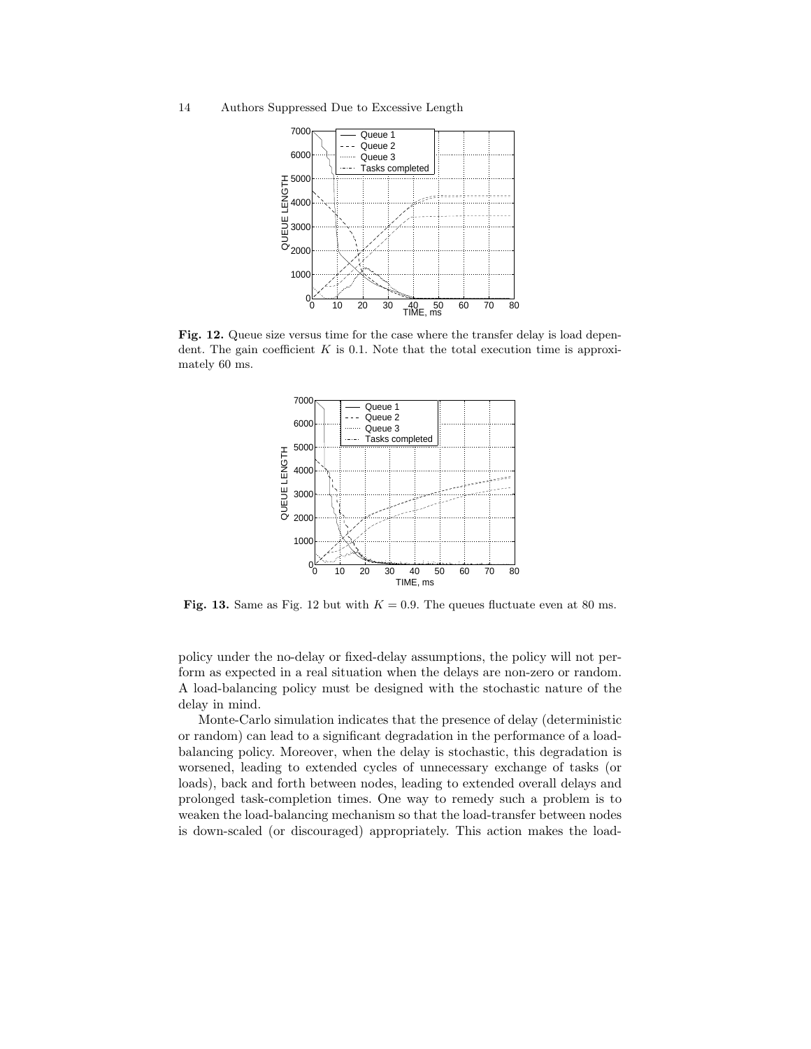**Fig. 12.** Queue size versus time for the case where the transfer delay is load dependent. The gain coefficient $K$ is 0.1. Note that the total execution time is approximately 60 ms.

**Fig. 13.** Same as Fig. 12 but with $K = 0.9$. The queues fluctuate even at 80 ms.

policy under the no-delay or fixed-delay assumptions, the policy will not perform as expected in a real situation when the delays are non-zero or random. A load-balancing policy must be designed with the stochastic nature of the delay in mind.

Monte-Carlo simulation indicates that the presence of delay (deterministic or random) can lead to a significant degradation in the performance of a load-balancing policy. Moreover, when the delay is stochastic, this degradation is worsened, leading to extended cycles of unnecessary exchange of tasks (or loads), back and forth between nodes, leading to extended overall delays and prolonged task-completion times. One way to remedy such a problem is to weaken the load-balancing mechanism so that the load-transfer between nodes is down-scaled (or discouraged) appropriately. This action makes the load-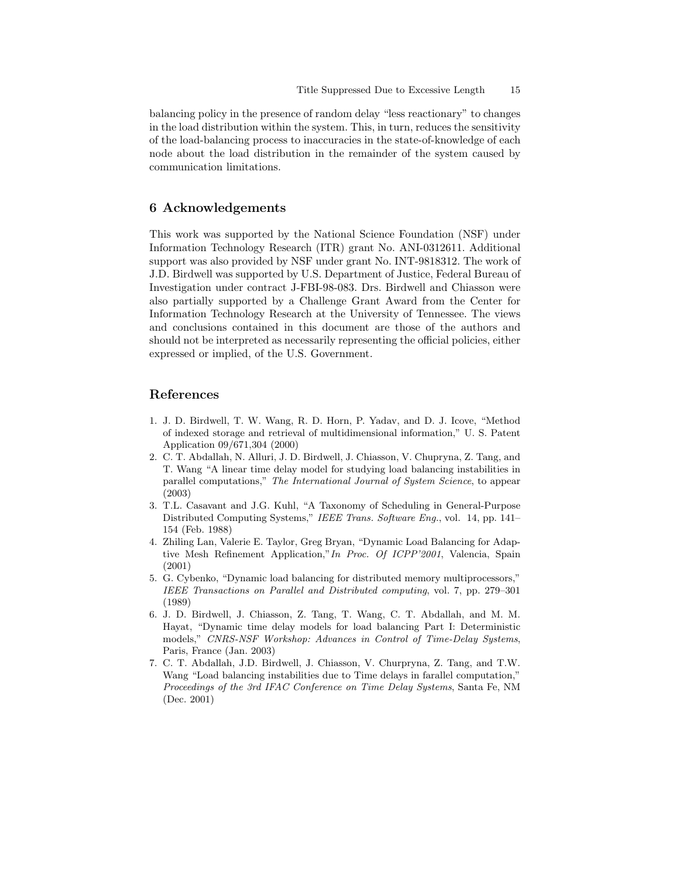balancing policy in the presence of random delay "less reactionary" to changes in the load distribution within the system. This, in turn, reduces the sensitivity of the load-balancing process to inaccuracies in the state-of-knowledge of each node about the load distribution in the remainder of the system caused by communication limitations.

## 6 Acknowledgements

This work was supported by the National Science Foundation (NSF) under Information Technology Research (ITR) grant No. ANI-0312611. Additional support was also provided by NSF under grant No. INT-9818312. The work of J.D. Birdwell was supported by U.S. Department of Justice, Federal Bureau of Investigation under contract J-FBI-98-083. Drs. Birdwell and Chiasson were also partially supported by a Challenge Grant Award from the Center for Information Technology Research at the University of Tennessee. The views and conclusions contained in this document are those of the authors and should not be interpreted as necessarily representing the official policies, either expressed or implied, of the U.S. Government.

## References

1. J. D. Birdwell, T. W. Wang, R. D. Horn, P. Yadav, and D. J. Icove, "Method of indexed storage and retrieval of multidimensional information," U. S. Patent Application 09/671,304 (2000)
2. C. T. Abdallah, N. Alluri, J. D. Birdwell, J. Chiasson, V. Chupryna, Z. Tang, and T. Wang "A linear time delay model for studying load balancing instabilities in parallel computations," *The International Journal of System Science*, to appear (2003)
3. T.L. Casavant and J.G. Kuhl, "A Taxonomy of Scheduling in General-Purpose Distributed Computing Systems," *IEEE Trans. Software Eng.*, vol. 14, pp. 141–154 (Feb. 1988)
4. Zhiling Lan, Valerie E. Taylor, Greg Bryan, "Dynamic Load Balancing for Adaptive Mesh Refinement Application,"*In Proc. Of ICPP'2001*, Valencia, Spain (2001)
5. G. Cybenko, "Dynamic load balancing for distributed memory multiprocessors," *IEEE Transactions on Parallel and Distributed computing*, vol. 7, pp. 279–301 (1989)
6. J. D. Birdwell, J. Chiasson, Z. Tang, T. Wang, C. T. Abdallah, and M. M. Hayat, "Dynamic time delay models for load balancing Part I: Deterministic models," *CNRS-NSF Workshop: Advances in Control of Time-Delay Systems*, Paris, France (Jan. 2003)
7. C. T. Abdallah, J.D. Birdwell, J. Chiasson, V. Churpryna, Z. Tang, and T.W. Wang "Load balancing instabilities due to Time delays in farallel computation," *Proceedings of the 3rd IFAC Conference on Time Delay Systems*, Santa Fe, NM (Dec. 2001)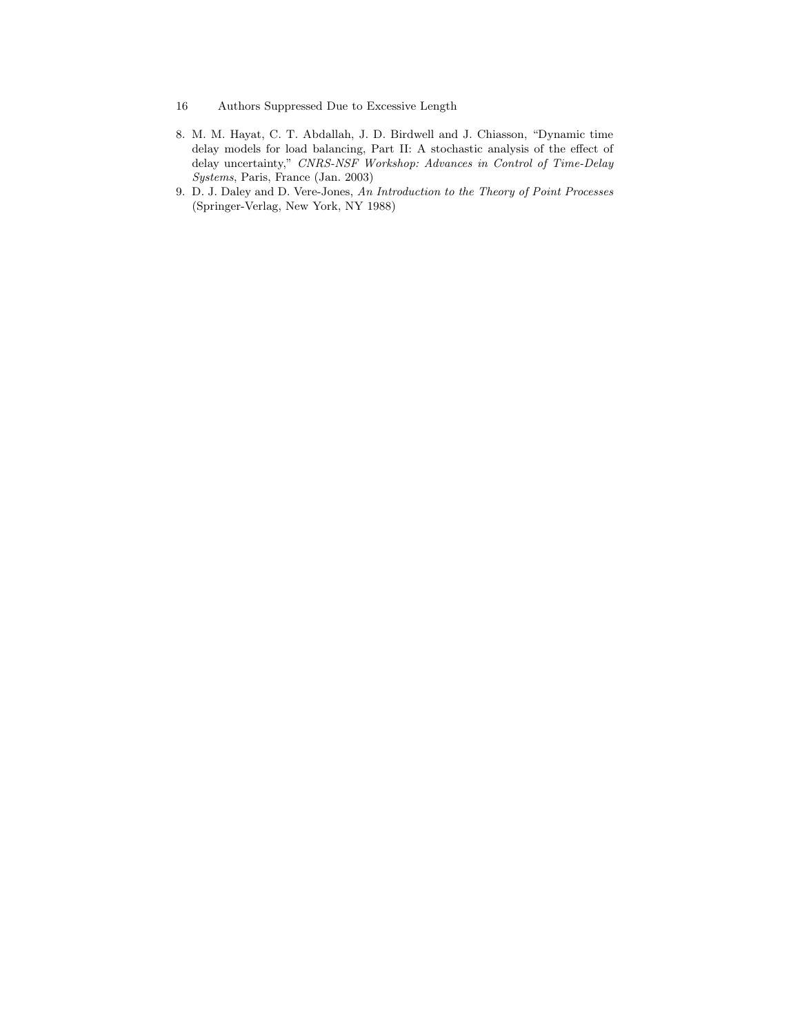8. M. M. Hayat, C. T. Abdallah, J. D. Birdwell and J. Chiasson, "Dynamic time delay models for load balancing, Part II: A stochastic analysis of the effect of delay uncertainty," *CNRS-NSF Workshop: Advances in Control of Time-Delay Systems*, Paris, France (Jan. 2003)
9. D. J. Daley and D. Vere-Jones, *An Introduction to the Theory of Point Processes* (Springer-Verlag, New York, NY 1988)